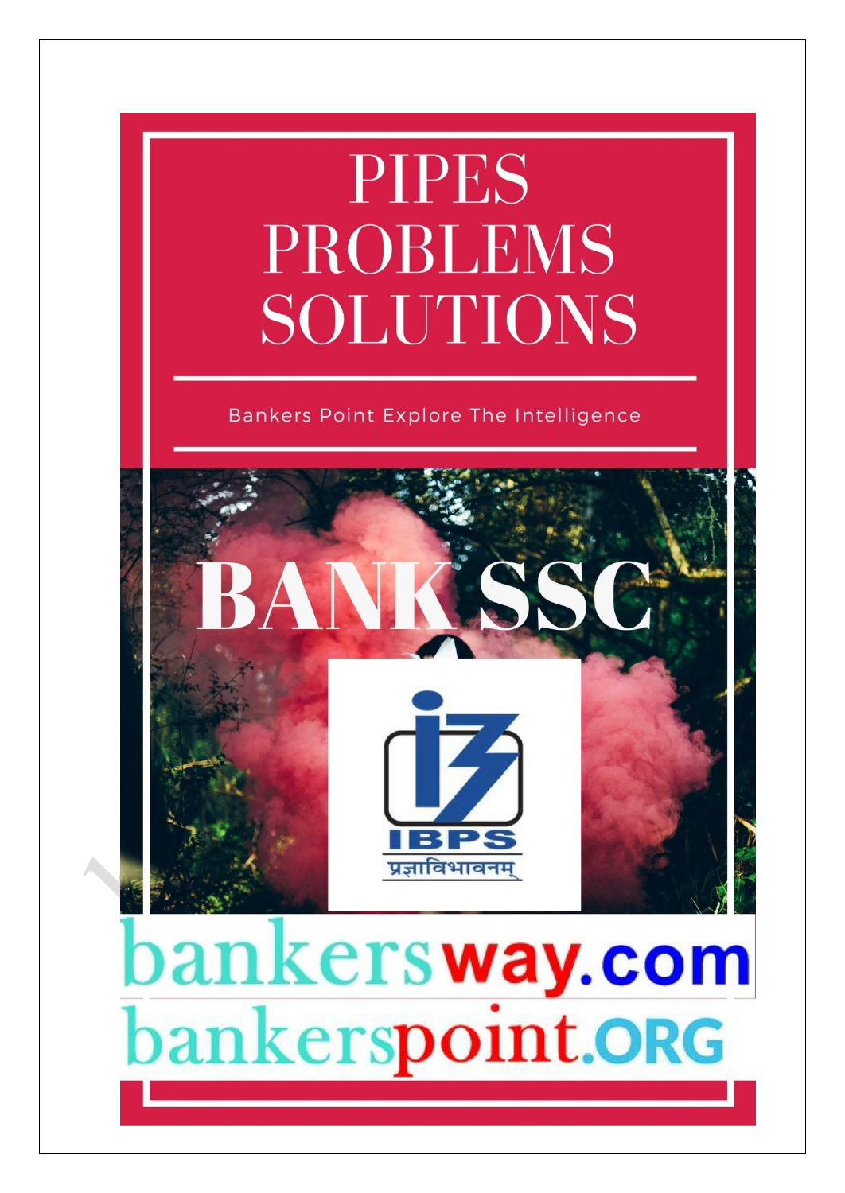# PIPES PROBLEMS SOLUTIONS

Bankers Point Explore The Intelligence

BANK SSC

IBPS

प्रज्ञाविभावनम्

bankersway.com

bankerspoint.ORG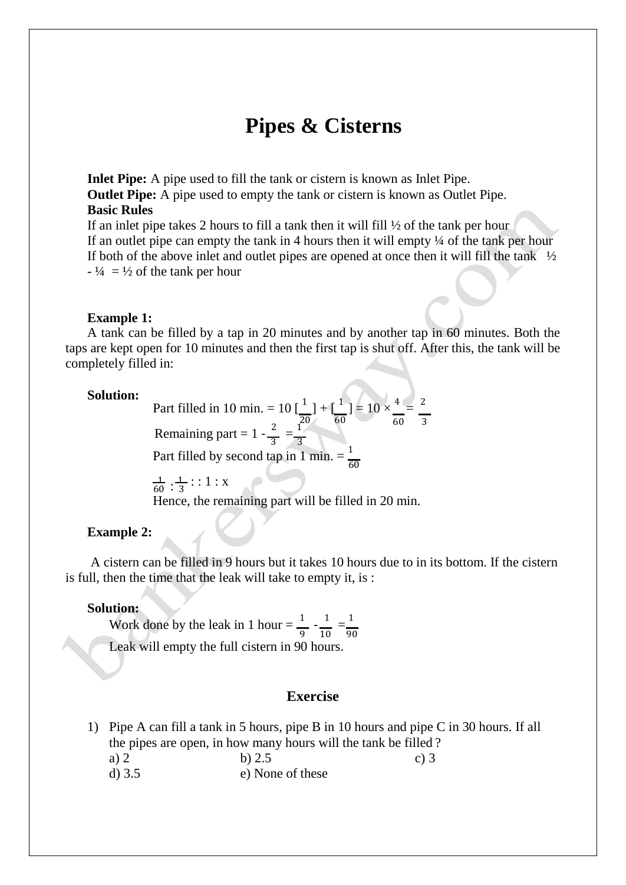# Pipes & Cisterns

**Inlet Pipe:** A pipe used to fill the tank or cistern is known as Inlet Pipe.
**Outlet Pipe:** A pipe used to empty the tank or cistern is known as Outlet Pipe.
**Basic Rules**
If an inlet pipe takes 2 hours to fill a tank then it will fill ½ of the tank per hour
If an outlet pipe can empty the tank in 4 hours then it will empty ¼ of the tank per hour
If both of the above inlet and outlet pipes are opened at once then it will fill the tank ½ - ¼ = ½ of the tank per hour

**Example 1:**

A tank can be filled by a tap in 20 minutes and by another tap in 60 minutes. Both the taps are kept open for 10 minutes and then the first tap is shut off. After this, the tank will be completely filled in:

**Solution:**

Part filled in 10 min. = $10\left[\frac{1}{20}\right] + \left[\frac{1}{60}\right] = 10 \times \frac{4}{60} = \frac{2}{3}$

Remaining part = $1 - \frac{2}{3} = \frac{1}{3}$

Part filled by second tap in 1 min. = $\frac{1}{60}$

$\frac{1}{60} : \frac{1}{3} :: 1 : x$

Hence, the remaining part will be filled in 20 min.

**Example 2:**

A cistern can be filled in 9 hours but it takes 10 hours due to in its bottom. If the cistern is full, then the time that the leak will take to empty it, is :

**Solution:**

Work done by the leak in 1 hour = $\frac{1}{9} - \frac{1}{10} = \frac{1}{90}$

Leak will empty the full cistern in 90 hours.

### Exercise

1) Pipe A can fill a tank in 5 hours, pipe B in 10 hours and pipe C in 30 hours. If all the pipes are open, in how many hours will the tank be filled ?
   a) 2
   b) 2.5
   c) 3
   d) 3.5
   e) None of these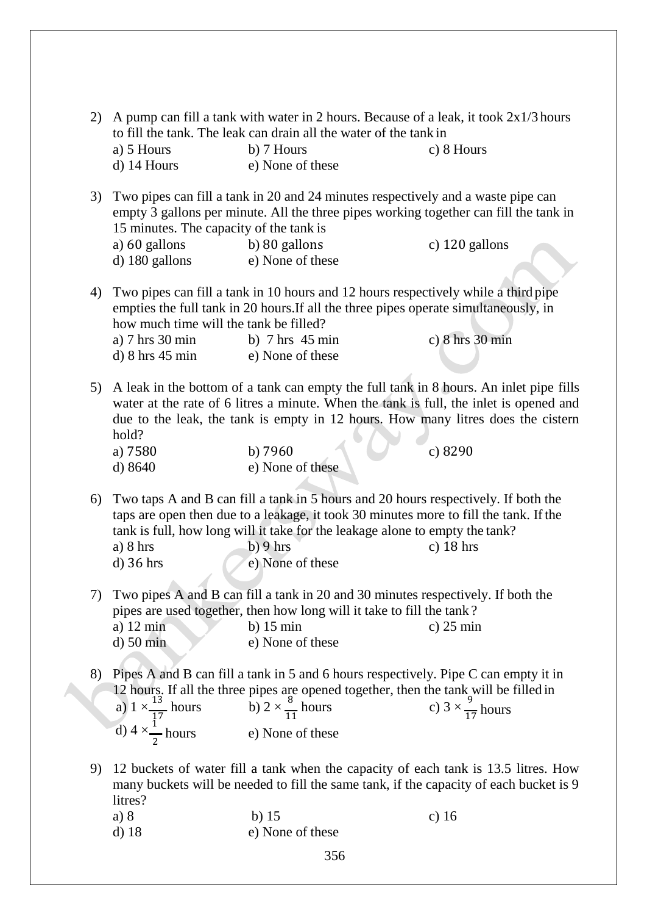2) A pump can fill a tank with water in 2 hours. Because of a leak, it took 2x1/3 hours to fill the tank. The leak can drain all the water of the tank in

a) 5 Hours b) 7 Hours c) 8 Hours
d) 14 Hours e) None of these

3) Two pipes can fill a tank in 20 and 24 minutes respectively and a waste pipe can empty 3 gallons per minute. All the three pipes working together can fill the tank in 15 minutes. The capacity of the tank is

a) 60 gallons b) 80 gallons c) 120 gallons
d) 180 gallons e) None of these

4) Two pipes can fill a tank in 10 hours and 12 hours respectively while a third pipe empties the full tank in 20 hours.If all the three pipes operate simultaneously, in how much time will the tank be filled?

a) 7 hrs 30 min b) 7 hrs 45 min c) 8 hrs 30 min
d) 8 hrs 45 min e) None of these

5) A leak in the bottom of a tank can empty the full tank in 8 hours. An inlet pipe fills water at the rate of 6 litres a minute. When the tank is full, the inlet is opened and due to the leak, the tank is empty in 12 hours. How many litres does the cistern hold?

a) 7580 b) 7960 c) 8290
d) 8640 e) None of these

6) Two taps A and B can fill a tank in 5 hours and 20 hours respectively. If both the taps are open then due to a leakage, it took 30 minutes more to fill the tank. If the tank is full, how long will it take for the leakage alone to empty the tank?

a) 8 hrs b) 9 hrs c) 18 hrs
d) 36 hrs e) None of these

7) Two pipes A and B can fill a tank in 20 and 30 minutes respectively. If both the pipes are used together, then how long will it take to fill the tank?

a) 12 min b) 15 min c) 25 min
d) 50 min e) None of these

8) Pipes A and B can fill a tank in 5 and 6 hours respectively. Pipe C can empty it in 12 hours. If all the three pipes are opened together, then the tank will be filled in

a) $1 \times \frac{13}{17}$ hours b) $2 \times \frac{8}{11}$ hours c) $3 \times \frac{9}{17}$ hours
d) $4 \times \frac{1}{2}$ hours e) None of these

9) 12 buckets of water fill a tank when the capacity of each tank is 13.5 litres. How many buckets will be needed to fill the same tank, if the capacity of each bucket is 9 litres?

a) 8 b) 15 c) 16
d) 18 e) None of these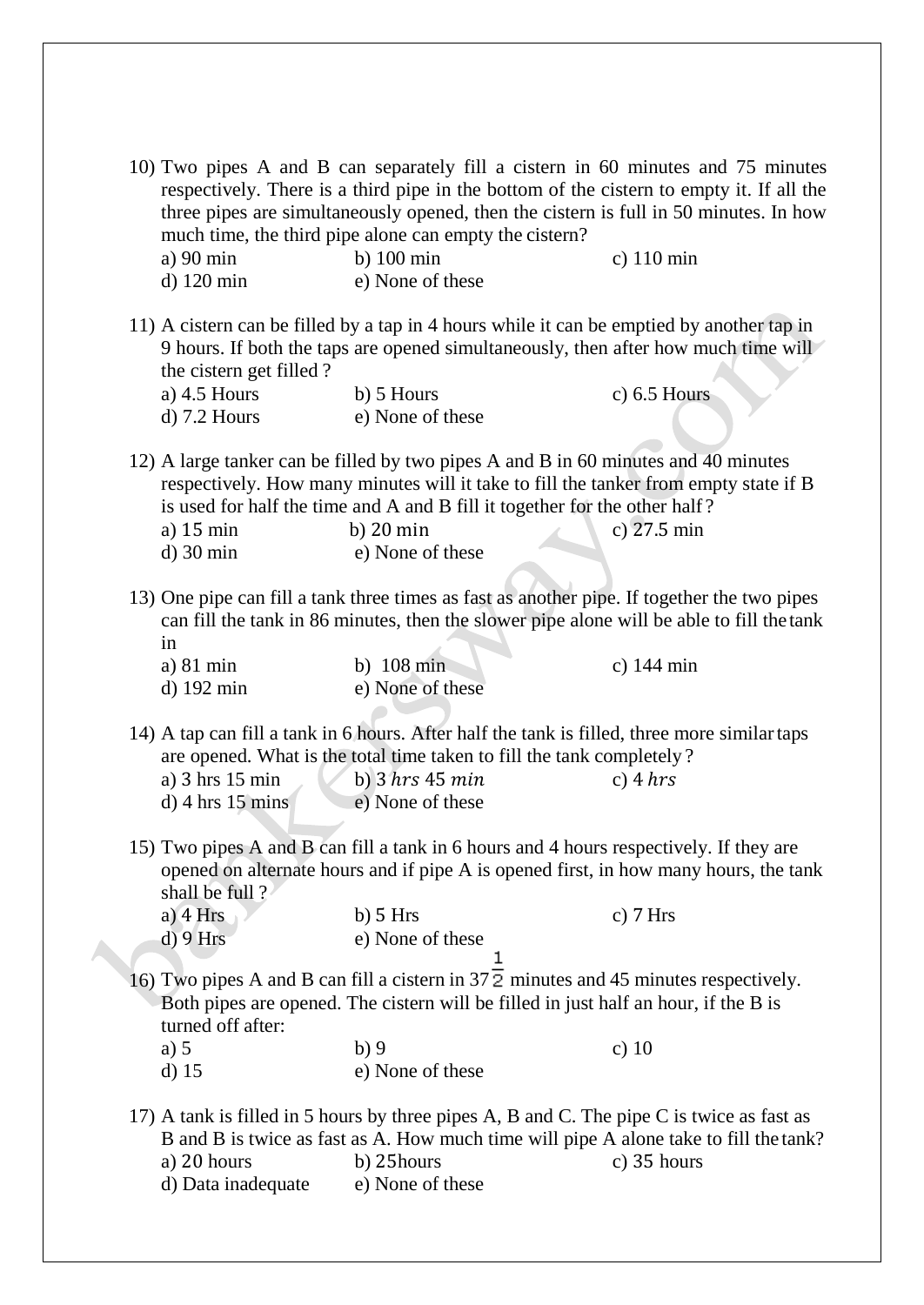10) Two pipes A and B can separately fill a cistern in 60 minutes and 75 minutes respectively. There is a third pipe in the bottom of the cistern to empty it. If all the three pipes are simultaneously opened, then the cistern is full in 50 minutes. In how much time, the third pipe alone can empty the cistern?

a) 90 min b) 100 min c) 110 min
d) 120 min e) None of these

11) A cistern can be filled by a tap in 4 hours while it can be emptied by another tap in 9 hours. If both the taps are opened simultaneously, then after how much time will the cistern get filled ?

a) 4.5 Hours b) 5 Hours c) 6.5 Hours
d) 7.2 Hours e) None of these

12) A large tanker can be filled by two pipes A and B in 60 minutes and 40 minutes respectively. How many minutes will it take to fill the tanker from empty state if B is used for half the time and A and B fill it together for the other half ?

a) 15 min b) 20 min c) 27.5 min
d) 30 min e) None of these

13) One pipe can fill a tank three times as fast as another pipe. If together the two pipes can fill the tank in 86 minutes, then the slower pipe alone will be able to fill the tank in

a) 81 min b) 108 min c) 144 min
d) 192 min e) None of these

14) A tap can fill a tank in 6 hours. After half the tank is filled, three more similar taps are opened. What is the total time taken to fill the tank completely ?

a) 3 hrs 15 min b) 3 $hrs$ 45 $min$ c) 4 $hrs$
d) 4 hrs 15 mins e) None of these

15) Two pipes A and B can fill a tank in 6 hours and 4 hours respectively. If they are opened on alternate hours and if pipe A is opened first, in how many hours, the tank shall be full ?

a) 4 Hrs b) 5 Hrs c) 7 Hrs
d) 9 Hrs e) None of these

16) Two pipes A and B can fill a cistern in $37\frac{1}{2}$ minutes and 45 minutes respectively. Both pipes are opened. The cistern will be filled in just half an hour, if the B is turned off after:

a) 5 b) 9 c) 10
d) 15 e) None of these

17) A tank is filled in 5 hours by three pipes A, B and C. The pipe C is twice as fast as B and B is twice as fast as A. How much time will pipe A alone take to fill the tank?

a) 20 hours b) 25hours c) 35 hours
d) Data inadequate e) None of these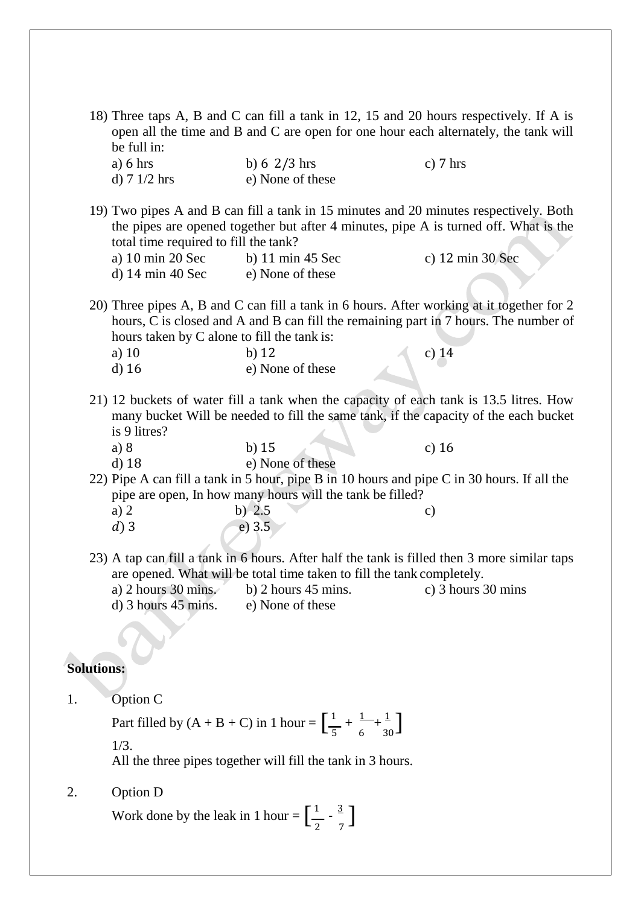18) Three taps A, B and C can fill a tank in 12, 15 and 20 hours respectively. If A is open all the time and B and C are open for one hour each alternately, the tank will be full in:

a) 6 hrs
b) 6 2/3 hrs
c) 7 hrs
d) 7 1/2 hrs
e) None of these

19) Two pipes A and B can fill a tank in 15 minutes and 20 minutes respectively. Both the pipes are opened together but after 4 minutes, pipe A is turned off. What is the total time required to fill the tank?

a) 10 min 20 Sec
b) 11 min 45 Sec
c) 12 min 30 Sec
d) 14 min 40 Sec
e) None of these

20) Three pipes A, B and C can fill a tank in 6 hours. After working at it together for 2 hours, C is closed and A and B can fill the remaining part in 7 hours. The number of hours taken by C alone to fill the tank is:

a) 10
b) 12
c) 14
d) 16
e) None of these

21) 12 buckets of water fill a tank when the capacity of each tank is 13.5 litres. How many bucket Will be needed to fill the same tank, if the capacity of the each bucket is 9 litres?

a) 8
b) 15
c) 16
d) 18
e) None of these

22) Pipe A can fill a tank in 5 hour, pipe B in 10 hours and pipe C in 30 hours. If all the pipe are open, In how many hours will the tank be filled?

a) 2
b) 2.5
c)
d) 3
e) 3.5

23) A tap can fill a tank in 6 hours. After half the tank is filled then 3 more similar taps are opened. What will be total time taken to fill the tank completely.

a) 2 hours 30 mins.
b) 2 hours 45 mins.
c) 3 hours 30 mins
d) 3 hours 45 mins.
e) None of these

**Solutions:**

1. Option C

Part filled by (A + B + C) in 1 hour = $\left[\frac{1}{5} + \frac{1}{6} + \frac{1}{30}\right]$

1/3.

All the three pipes together will fill the tank in 3 hours.

2. Option D

Work done by the leak in 1 hour = $\left[\frac{1}{2} - \frac{3}{7}\right]$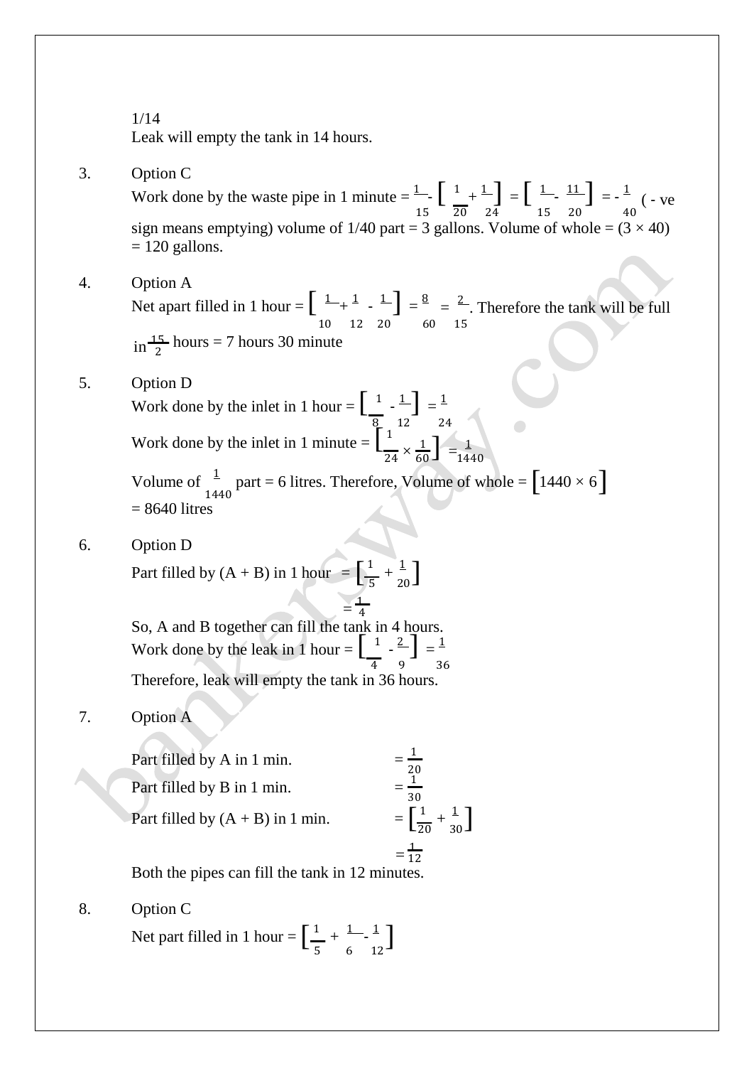1/14

Leak will empty the tank in 14 hours.

3. Option C

Work done by the waste pipe in 1 minute = $\frac{1}{15} - \left[\frac{1}{20} + \frac{1}{24}\right] = \left[\frac{1}{15} - \frac{11}{20}\right] = -\frac{1}{40}$ ( - ve sign means emptying) volume of 1/40 part = 3 gallons. Volume of whole = (3 × 40) = 120 gallons.

4. Option A

Net apart filled in 1 hour = $\left[\frac{1}{10} + \frac{1}{12} - \frac{1}{20}\right] = \frac{8}{60} = \frac{2}{15}$. Therefore the tank will be full in $\frac{15}{2}$ hours = 7 hours 30 minute

5. Option D

Work done by the inlet in 1 hour = $\left[\frac{1}{8} - \frac{1}{12}\right] = \frac{1}{24}$

Work done by the inlet in 1 minute = $\left[\frac{1}{24} \times \frac{1}{60}\right] = \frac{1}{1440}$

Volume of $\frac{1}{1440}$ part = 6 litres. Therefore, Volume of whole = $[1440 \times 6]$ = 8640 litres

6. Option D

Part filled by (A + B) in 1 hour $= \left[\frac{1}{5} + \frac{1}{20}\right]$

$= \frac{1}{4}$

So, A and B together can fill the tank in 4 hours.

Work done by the leak in 1 hour = $\left[\frac{1}{4} - \frac{2}{9}\right] = \frac{1}{36}$

Therefore, leak will empty the tank in 36 hours.

7. Option A

Part filled by A in 1 min. $= \frac{1}{20}$

Part filled by B in 1 min. $= \frac{1}{30}$

Part filled by (A + B) in 1 min. $= \left[\frac{1}{20} + \frac{1}{30}\right]$

$= \frac{1}{12}$

Both the pipes can fill the tank in 12 minutes.

8. Option C

Net part filled in 1 hour = $\left[\frac{1}{5} + \frac{1}{6} - \frac{1}{12}\right]$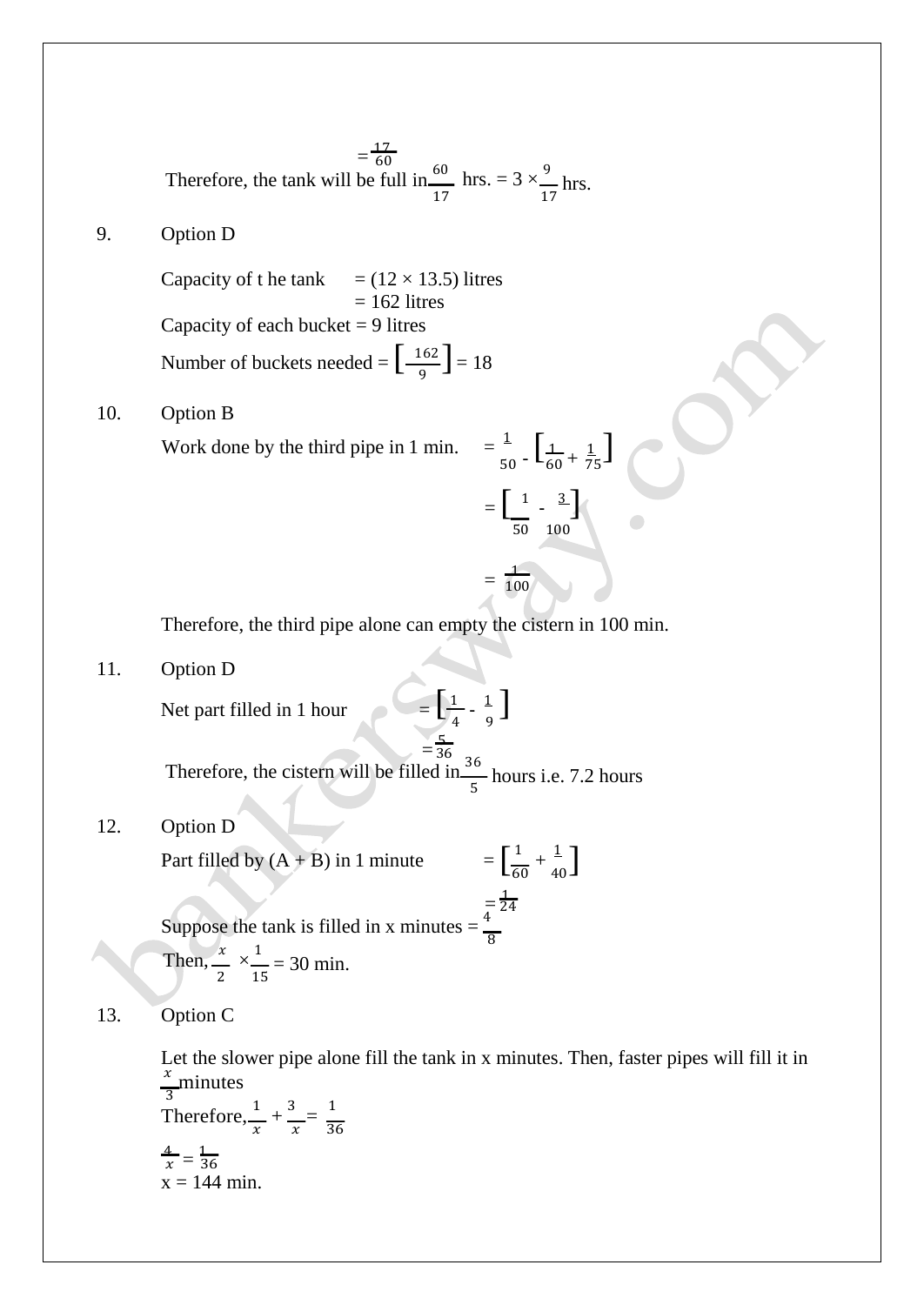$= \frac{17}{60}$

Therefore, the tank will be full in $\frac{60}{17}$ hrs. $= 3 \times \frac{9}{17}$ hrs.

9. Option D

Capacity of t he tank $= (12 \times 13.5)$ litres
$= 162$ litres

Capacity of each bucket = 9 litres

Number of buckets needed $= \left[\frac{162}{9}\right] = 18$

10. Option B

Work done by the third pipe in 1 min. $= \frac{1}{50} - \left[\frac{1}{60} + \frac{1}{75}\right]$

$= \left[\frac{1}{50} - \frac{3}{100}\right]$

$= \frac{1}{100}$

Therefore, the third pipe alone can empty the cistern in 100 min.

11. Option D

Net part filled in 1 hour $= \left[\frac{1}{4} - \frac{1}{9}\right]$

$= \frac{5}{36}$

Therefore, the cistern will be filled in $\frac{36}{5}$ hours i.e. 7.2 hours

12. Option D

Part filled by (A + B) in 1 minute $= \left[\frac{1}{60} + \frac{1}{40}\right]$

$= \frac{1}{24}$

Suppose the tank is filled in x minutes $= \frac{4}{8}$

Then, $\frac{x}{2} \times \frac{1}{15} = 30$ min.

13. Option C

Let the slower pipe alone fill the tank in x minutes. Then, faster pipes will fill it in $\frac{x}{3}$ minutes

Therefore, $\frac{1}{x} + \frac{3}{x} = \frac{1}{36}$

$\frac{4}{x} = \frac{1}{36}$

x = 144 min.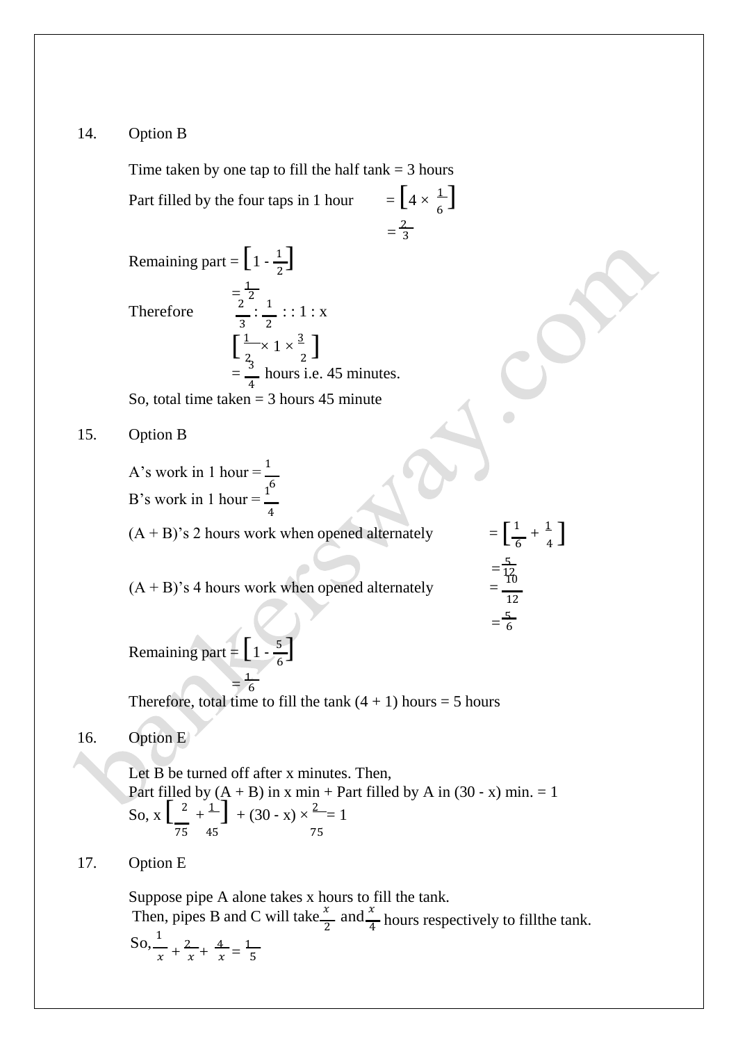14. Option B

Time taken by one tap to fill the half tank = 3 hours

Part filled by the four taps in 1 hour $= \left[4 \times \frac{1}{6}\right]$

$= \frac{2}{3}$

Remaining part $= \left[1 - \frac{1}{2}\right]$

$= \frac{1}{2}$

Therefore $\frac{2}{3} : \frac{1}{2} :: 1 : x$

$\left[\frac{1}{2} \times 1 \times \frac{3}{2}\right]$

$= \frac{3}{4}$ hours i.e. 45 minutes.

So, total time taken = 3 hours 45 minute

15. Option B

A's work in 1 hour $= \frac{1}{6}$

B's work in 1 hour $= \frac{1}{4}$

(A + B)'s 2 hours work when opened alternately $= \left[\frac{1}{6} + \frac{1}{4}\right]$

$= \frac{5}{12}$

(A + B)'s 4 hours work when opened alternately $= \frac{10}{12}$

$= \frac{5}{6}$

Remaining part $= \left[1 - \frac{5}{6}\right]$

$= \frac{1}{6}$

Therefore, total time to fill the tank (4 + 1) hours = 5 hours

16. Option E

Let B be turned off after x minutes. Then,

Part filled by (A + B) in x min + Part filled by A in (30 - x) min. = 1

So, $x\left[\frac{2}{75} + \frac{1}{45}\right] + (30 - x) \times \frac{2}{75} = 1$

17. Option E

Suppose pipe A alone takes x hours to fill the tank.

Then, pipes B and C will take $\frac{x}{2}$ and $\frac{x}{4}$ hours respectively to fillthe tank.

So, $\frac{1}{x} + \frac{2}{x} + \frac{4}{x} = \frac{1}{5}$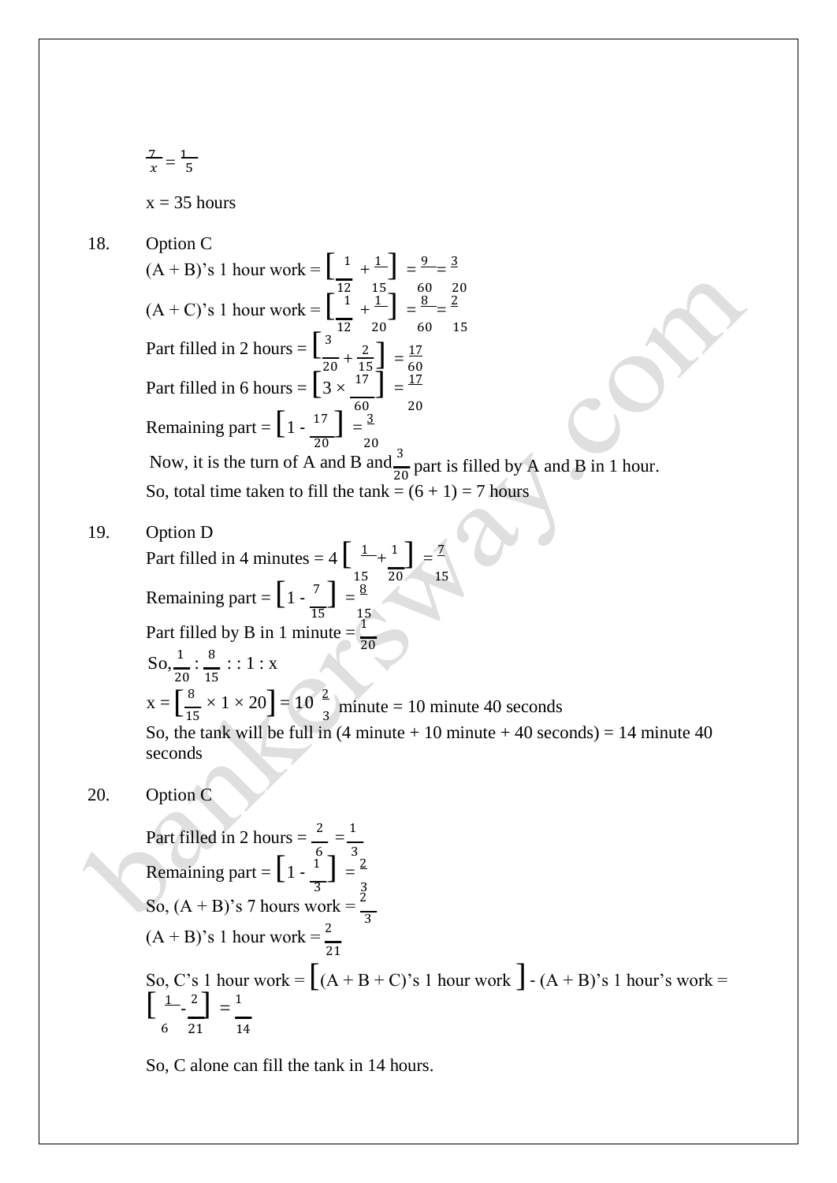$\frac{7}{x} = \frac{1}{5}$

x = 35 hours

18. Option C

(A + B)'s 1 hour work = $\left[\frac{1}{12} + \frac{1}{15}\right] = \frac{9}{60} = \frac{3}{20}$

(A + C)'s 1 hour work = $\left[\frac{1}{12} + \frac{1}{20}\right] = \frac{8}{60} = \frac{2}{15}$

Part filled in 2 hours = $\left[\frac{3}{20} + \frac{2}{15}\right] = \frac{17}{60}$

Part filled in 6 hours = $\left[3 \times \frac{17}{60}\right] = \frac{17}{20}$

Remaining part = $\left[1 - \frac{17}{20}\right] = \frac{3}{20}$

Now, it is the turn of A and B and $\frac{3}{20}$ part is filled by A and B in 1 hour.

So, total time taken to fill the tank = (6 + 1) = 7 hours

19. Option D

Part filled in 4 minutes = $4\left[\frac{1}{15} + \frac{1}{20}\right] = \frac{7}{15}$

Remaining part = $\left[1 - \frac{7}{15}\right] = \frac{8}{15}$

Part filled by B in 1 minute = $\frac{1}{20}$

So, $\frac{1}{20} : \frac{8}{15} :: 1 : x$

x = $\left[\frac{8}{15} \times 1 \times 20\right] = 10\frac{2}{3}$ minute = 10 minute 40 seconds

So, the tank will be full in (4 minute + 10 minute + 40 seconds) = 14 minute 40 seconds

20. Option C

Part filled in 2 hours = $\frac{2}{6} = \frac{1}{3}$

Remaining part = $\left[1 - \frac{1}{3}\right] = \frac{2}{3}$

So, (A + B)'s 7 hours work = $\frac{2}{3}$

(A + B)'s 1 hour work = $\frac{2}{21}$

So, C's 1 hour work = [(A + B + C)'s 1 hour work] - (A + B)'s 1 hour's work = $\left[\frac{1}{6} - \frac{2}{21}\right] = \frac{1}{14}$

So, C alone can fill the tank in 14 hours.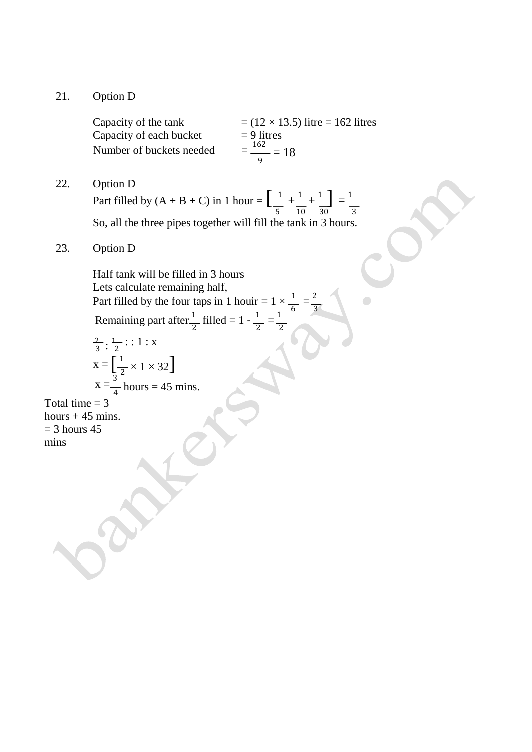21. Option D

Capacity of the tank = (12 × 13.5) litre = 162 litres
Capacity of each bucket = 9 litres
Number of buckets needed = $\frac{162}{9}$ = 18

22. Option D
Part filled by (A + B + C) in 1 hour = $\left[\frac{1}{5} + \frac{1}{10} + \frac{1}{30}\right] = \frac{1}{3}$
So, all the three pipes together will fill the tank in 3 hours.

23. Option D

Half tank will be filled in 3 hours
Lets calculate remaining half,
Part filled by the four taps in 1 houir = $1 \times \frac{1}{6} = \frac{2}{3}$
Remaining part after $\frac{1}{2}$ filled = $1 - \frac{1}{2} = \frac{1}{2}$

$\frac{2}{3} : \frac{1}{2} : : 1 : x$
$x = \left[\frac{1}{2} \times 1 \times 32\right]$
$x = \frac{3}{4}$ hours = 45 mins.

Total time = 3 hours + 45 mins.
= 3 hours 45 mins